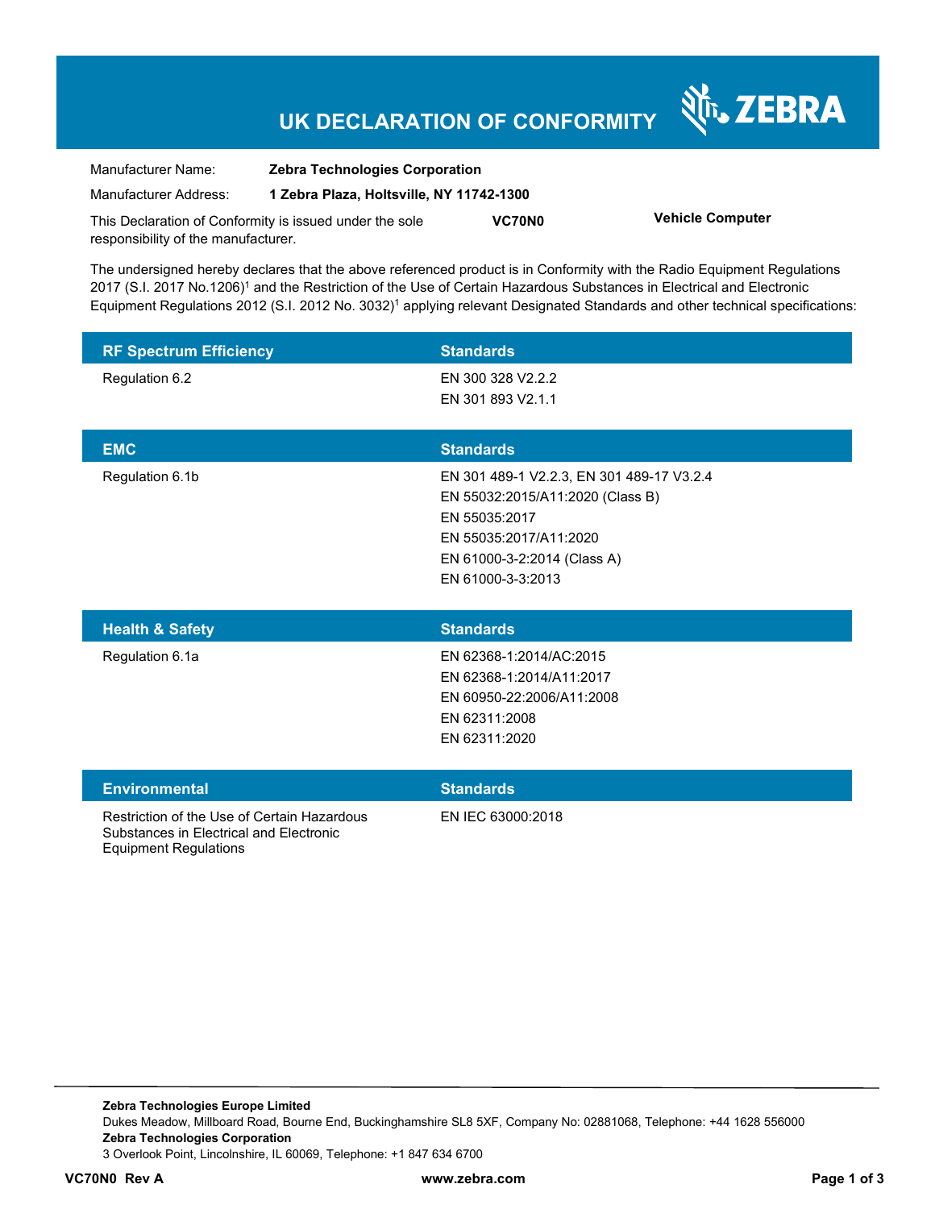# UK DECLARATION OF CONFORMITY

ZEBRA

| | |
|---|---|
| Manufacturer Name: | **Zebra Technologies Corporation** |
| Manufacturer Address: | **1 Zebra Plaza, Holtsville, NY 11742-1300** |

This Declaration of Conformity is issued under the sole responsibility of the manufacturer. **VC70N0** **Vehicle Computer**

The undersigned hereby declares that the above referenced product is in Conformity with the Radio Equipment Regulations 2017 (S.I. 2017 No.1206)[1] and the Restriction of the Use of Certain Hazardous Substances in Electrical and Electronic Equipment Regulations 2012 (S.I. 2012 No. 3032)[1] applying relevant Designated Standards and other technical specifications:

| RF Spectrum Efficiency | Standards |
|---|---|
| Regulation 6.2 | EN 300 328 V2.2.2<br>EN 301 893 V2.1.1 |

| EMC | Standards |
|---|---|
| Regulation 6.1b | EN 301 489-1 V2.2.3, EN 301 489-17 V3.2.4<br>EN 55032:2015/A11:2020 (Class B)<br>EN 55035:2017<br>EN 55035:2017/A11:2020<br>EN 61000-3-2:2014 (Class A)<br>EN 61000-3-3:2013 |

| Health & Safety | Standards |
|---|---|
| Regulation 6.1a | EN 62368-1:2014/AC:2015<br>EN 62368-1:2014/A11:2017<br>EN 60950-22:2006/A11:2008<br>EN 62311:2008<br>EN 62311:2020 |

| Environmental | Standards |
|---|---|
| Restriction of the Use of Certain Hazardous Substances in Electrical and Electronic Equipment Regulations | EN IEC 63000:2018 |

**Zebra Technologies Europe Limited**
Dukes Meadow, Millboard Road, Bourne End, Buckinghamshire SL8 5XF, Company No: 02881068, Telephone: +44 1628 556000
**Zebra Technologies Corporation**
3 Overlook Point, Lincolnshire, IL 60069, Telephone: +1 847 634 6700

**VC70N0 Rev A** **www.zebra.com**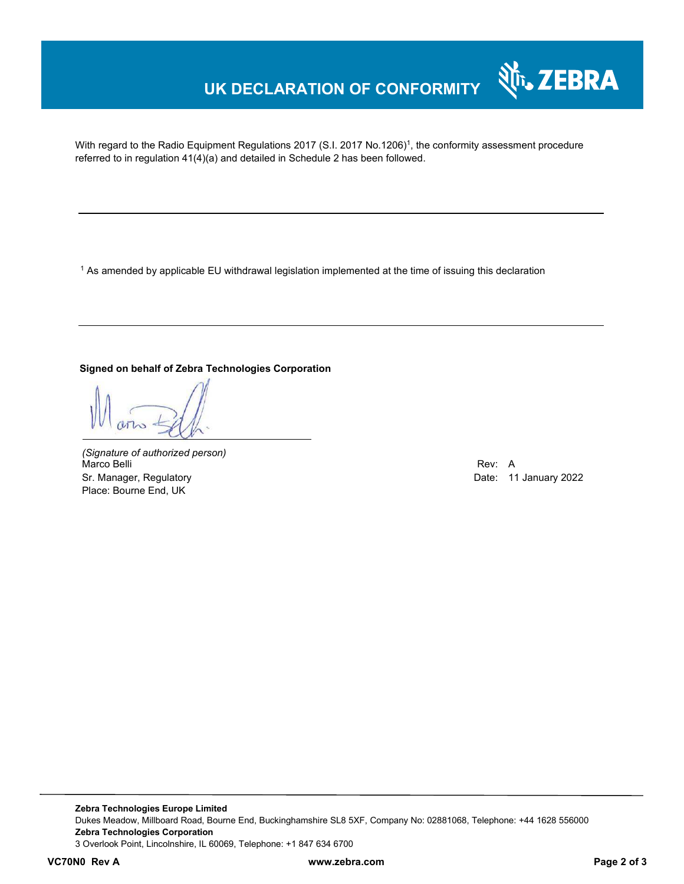# UK DECLARATION OF CONFORMITY

With regard to the Radio Equipment Regulations 2017 (S.I. 2017 No.1206)[1], the conformity assessment procedure referred to in regulation 41(4)(a) and detailed in Schedule 2 has been followed.

---

[1] As amended by applicable EU withdrawal legislation implemented at the time of issuing this declaration

---

**Signed on behalf of Zebra Technologies Corporation**

*(Signature of authorized person)*
Marco Belli
Sr. Manager, Regulatory
Place: Bourne End, UK

Rev: A
Date: 11 January 2022

**Zebra Technologies Europe Limited**
Dukes Meadow, Millboard Road, Bourne End, Buckinghamshire SL8 5XF, Company No: 02881068, Telephone: +44 1628 556000
**Zebra Technologies Corporation**
3 Overlook Point, Lincolnshire, IL 60069, Telephone: +1 847 634 6700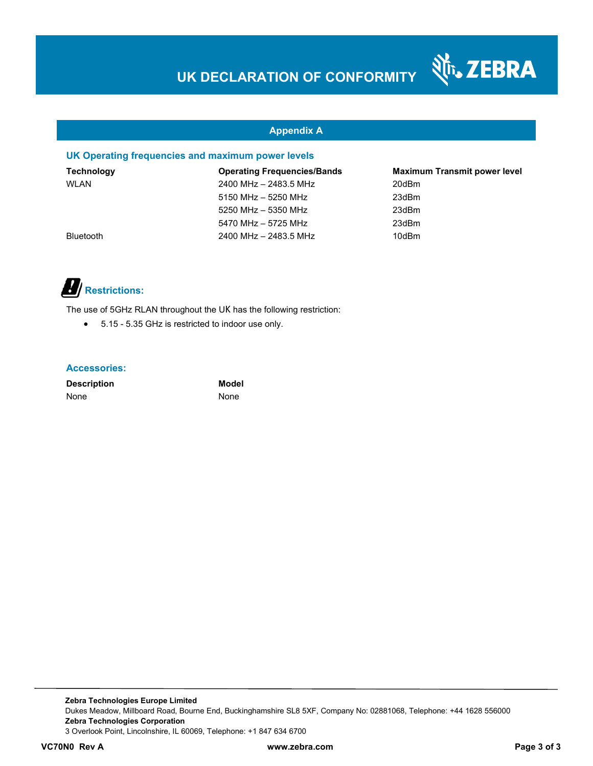# UK DECLARATION OF CONFORMITY

## Appendix A

### UK Operating frequencies and maximum power levels

| Technology | Operating Frequencies/Bands | Maximum Transmit power level |
|---|---|---|
| WLAN | 2400 MHz – 2483.5 MHz | 20dBm |
| | 5150 MHz – 5250 MHz | 23dBm |
| | 5250 MHz – 5350 MHz | 23dBm |
| | 5470 MHz – 5725 MHz | 23dBm |
| Bluetooth | 2400 MHz – 2483.5 MHz | 10dBm |

### Restrictions:

The use of 5GHz RLAN throughout the UK has the following restriction:

- 5.15 - 5.35 GHz is restricted to indoor use only.

### Accessories:

| Description | Model |
|---|---|
| None | None |

**Zebra Technologies Europe Limited**
Dukes Meadow, Millboard Road, Bourne End, Buckinghamshire SL8 5XF, Company No: 02881068, Telephone: +44 1628 556000
**Zebra Technologies Corporation**
3 Overlook Point, Lincolnshire, IL 60069, Telephone: +1 847 634 6700

**VC70N0 Rev A** **www.zebra.com**